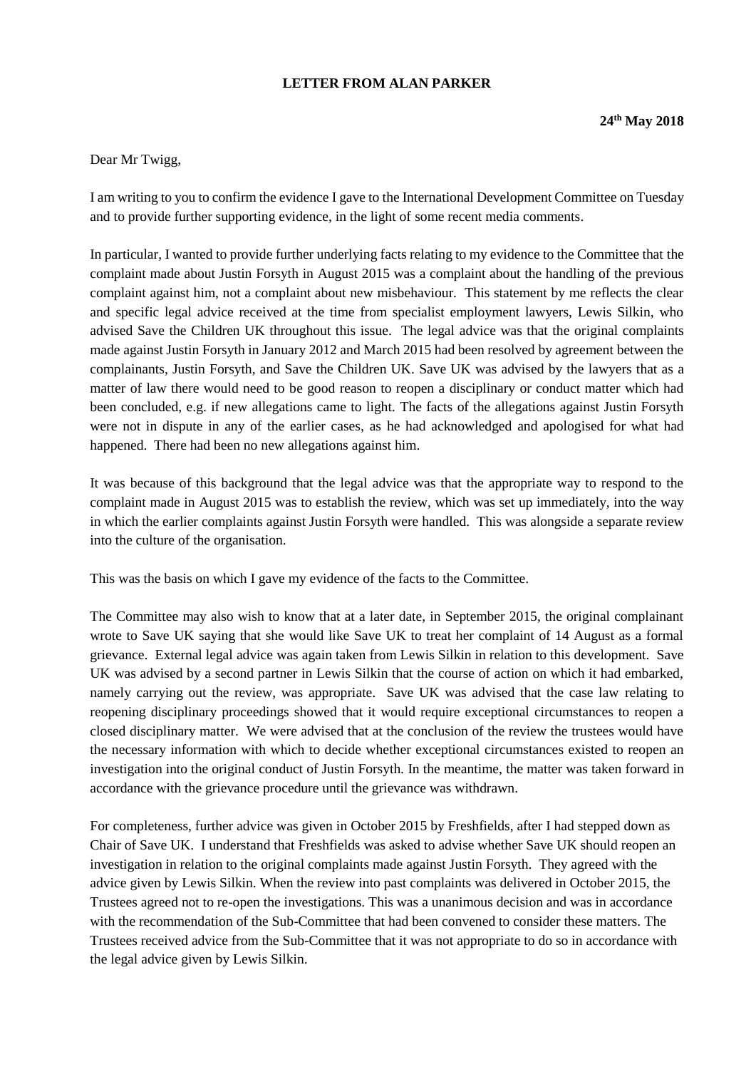**LETTER FROM ALAN PARKER**

**24th May 2018**

Dear Mr Twigg,

I am writing to you to confirm the evidence I gave to the International Development Committee on Tuesday and to provide further supporting evidence, in the light of some recent media comments.

In particular, I wanted to provide further underlying facts relating to my evidence to the Committee that the complaint made about Justin Forsyth in August 2015 was a complaint about the handling of the previous complaint against him, not a complaint about new misbehaviour. This statement by me reflects the clear and specific legal advice received at the time from specialist employment lawyers, Lewis Silkin, who advised Save the Children UK throughout this issue. The legal advice was that the original complaints made against Justin Forsyth in January 2012 and March 2015 had been resolved by agreement between the complainants, Justin Forsyth, and Save the Children UK. Save UK was advised by the lawyers that as a matter of law there would need to be good reason to reopen a disciplinary or conduct matter which had been concluded, e.g. if new allegations came to light. The facts of the allegations against Justin Forsyth were not in dispute in any of the earlier cases, as he had acknowledged and apologised for what had happened. There had been no new allegations against him.

It was because of this background that the legal advice was that the appropriate way to respond to the complaint made in August 2015 was to establish the review, which was set up immediately, into the way in which the earlier complaints against Justin Forsyth were handled. This was alongside a separate review into the culture of the organisation.

This was the basis on which I gave my evidence of the facts to the Committee.

The Committee may also wish to know that at a later date, in September 2015, the original complainant wrote to Save UK saying that she would like Save UK to treat her complaint of 14 August as a formal grievance. External legal advice was again taken from Lewis Silkin in relation to this development. Save UK was advised by a second partner in Lewis Silkin that the course of action on which it had embarked, namely carrying out the review, was appropriate. Save UK was advised that the case law relating to reopening disciplinary proceedings showed that it would require exceptional circumstances to reopen a closed disciplinary matter. We were advised that at the conclusion of the review the trustees would have the necessary information with which to decide whether exceptional circumstances existed to reopen an investigation into the original conduct of Justin Forsyth. In the meantime, the matter was taken forward in accordance with the grievance procedure until the grievance was withdrawn.

For completeness, further advice was given in October 2015 by Freshfields, after I had stepped down as Chair of Save UK. I understand that Freshfields was asked to advise whether Save UK should reopen an investigation in relation to the original complaints made against Justin Forsyth. They agreed with the advice given by Lewis Silkin. When the review into past complaints was delivered in October 2015, the Trustees agreed not to re-open the investigations. This was a unanimous decision and was in accordance with the recommendation of the Sub-Committee that had been convened to consider these matters. The Trustees received advice from the Sub-Committee that it was not appropriate to do so in accordance with the legal advice given by Lewis Silkin.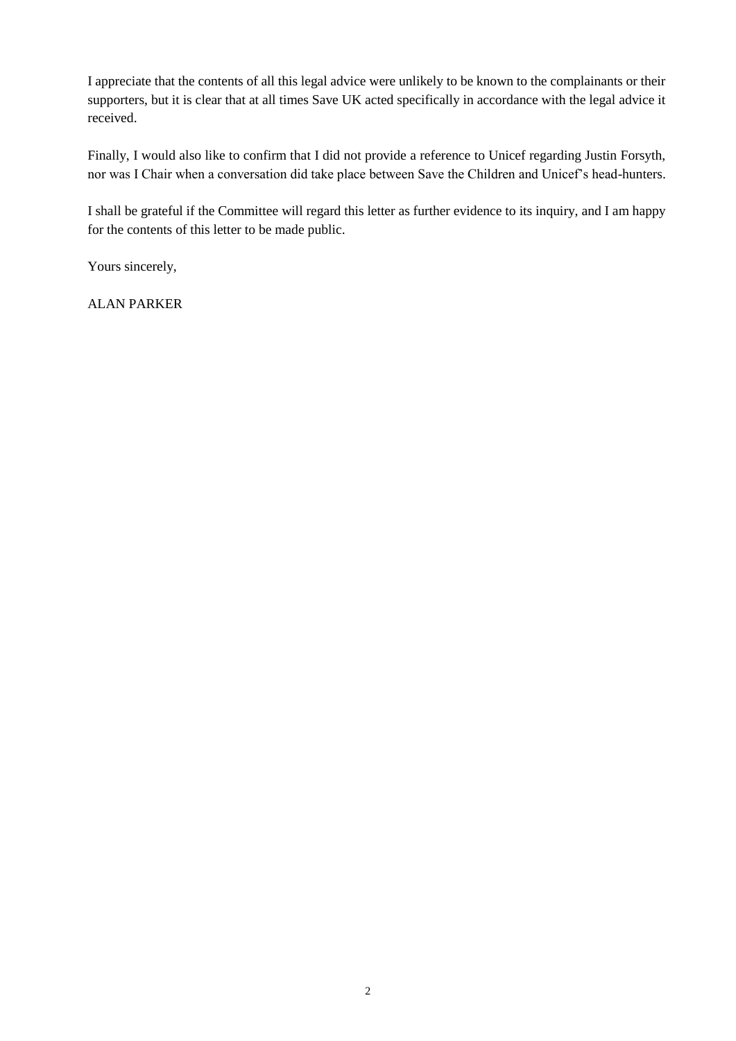I appreciate that the contents of all this legal advice were unlikely to be known to the complainants or their supporters, but it is clear that at all times Save UK acted specifically in accordance with the legal advice it received.

Finally, I would also like to confirm that I did not provide a reference to Unicef regarding Justin Forsyth, nor was I Chair when a conversation did take place between Save the Children and Unicef's head-hunters.

I shall be grateful if the Committee will regard this letter as further evidence to its inquiry, and I am happy for the contents of this letter to be made public.

Yours sincerely,

ALAN PARKER